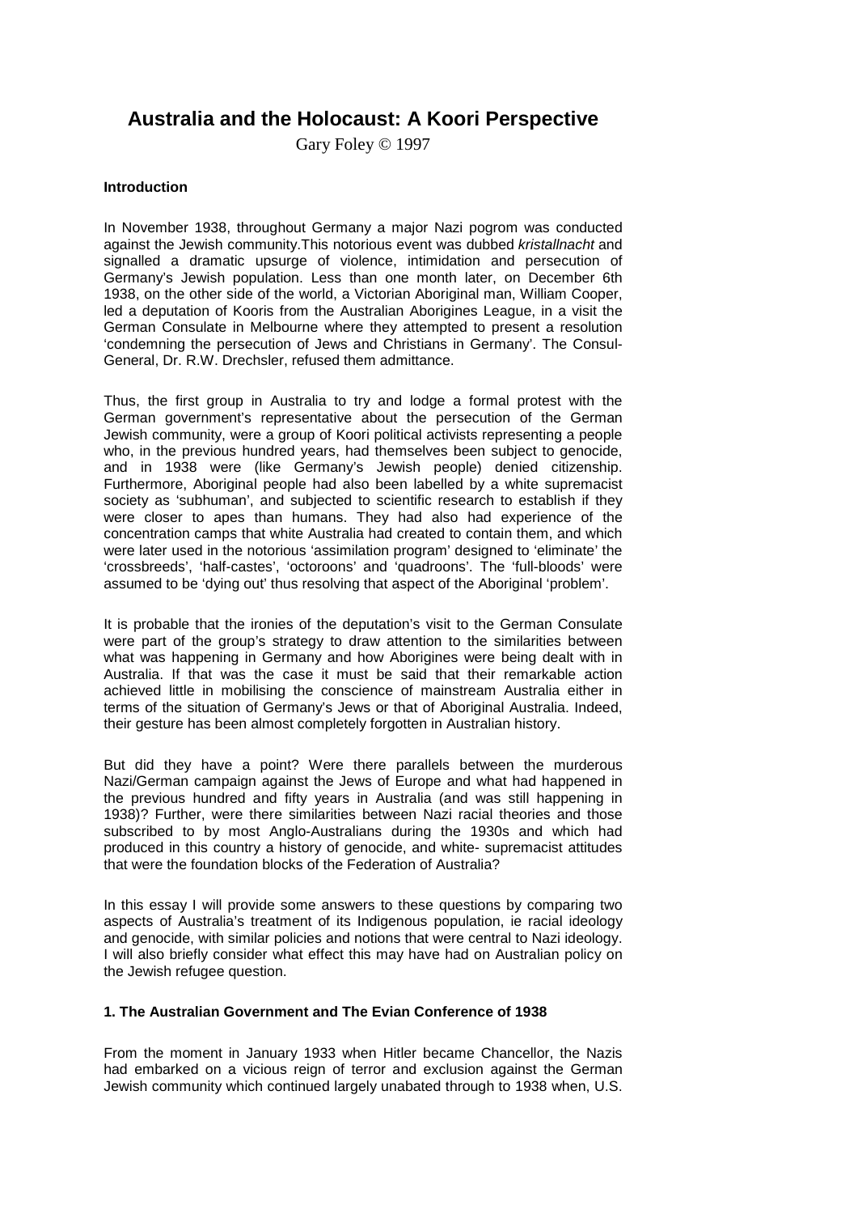# Australia and the Holocaust: A Koori Perspective

Gary Foley © 1997

**Introduction**

In November 1938, throughout Germany a major Nazi pogrom was conducted against the Jewish community.This notorious event was dubbed *kristallnacht* and signalled a dramatic upsurge of violence, intimidation and persecution of Germany's Jewish population. Less than one month later, on December 6th 1938, on the other side of the world, a Victorian Aboriginal man, William Cooper, led a deputation of Kooris from the Australian Aborigines League, in a visit the German Consulate in Melbourne where they attempted to present a resolution 'condemning the persecution of Jews and Christians in Germany'. The Consul-General, Dr. R.W. Drechsler, refused them admittance.

Thus, the first group in Australia to try and lodge a formal protest with the German government's representative about the persecution of the German Jewish community, were a group of Koori political activists representing a people who, in the previous hundred years, had themselves been subject to genocide, and in 1938 were (like Germany's Jewish people) denied citizenship. Furthermore, Aboriginal people had also been labelled by a white supremacist society as 'subhuman', and subjected to scientific research to establish if they were closer to apes than humans. They had also had experience of the concentration camps that white Australia had created to contain them, and which were later used in the notorious 'assimilation program' designed to 'eliminate' the 'crossbreeds', 'half-castes', 'octoroons' and 'quadroons'. The 'full-bloods' were assumed to be 'dying out' thus resolving that aspect of the Aboriginal 'problem'.

It is probable that the ironies of the deputation's visit to the German Consulate were part of the group's strategy to draw attention to the similarities between what was happening in Germany and how Aborigines were being dealt with in Australia. If that was the case it must be said that their remarkable action achieved little in mobilising the conscience of mainstream Australia either in terms of the situation of Germany's Jews or that of Aboriginal Australia. Indeed, their gesture has been almost completely forgotten in Australian history.

But did they have a point? Were there parallels between the murderous Nazi/German campaign against the Jews of Europe and what had happened in the previous hundred and fifty years in Australia (and was still happening in 1938)? Further, were there similarities between Nazi racial theories and those subscribed to by most Anglo-Australians during the 1930s and which had produced in this country a history of genocide, and white- supremacist attitudes that were the foundation blocks of the Federation of Australia?

In this essay I will provide some answers to these questions by comparing two aspects of Australia's treatment of its Indigenous population, ie racial ideology and genocide, with similar policies and notions that were central to Nazi ideology. I will also briefly consider what effect this may have had on Australian policy on the Jewish refugee question.

**1. The Australian Government and The Evian Conference of 1938**

From the moment in January 1933 when Hitler became Chancellor, the Nazis had embarked on a vicious reign of terror and exclusion against the German Jewish community which continued largely unabated through to 1938 when, U.S.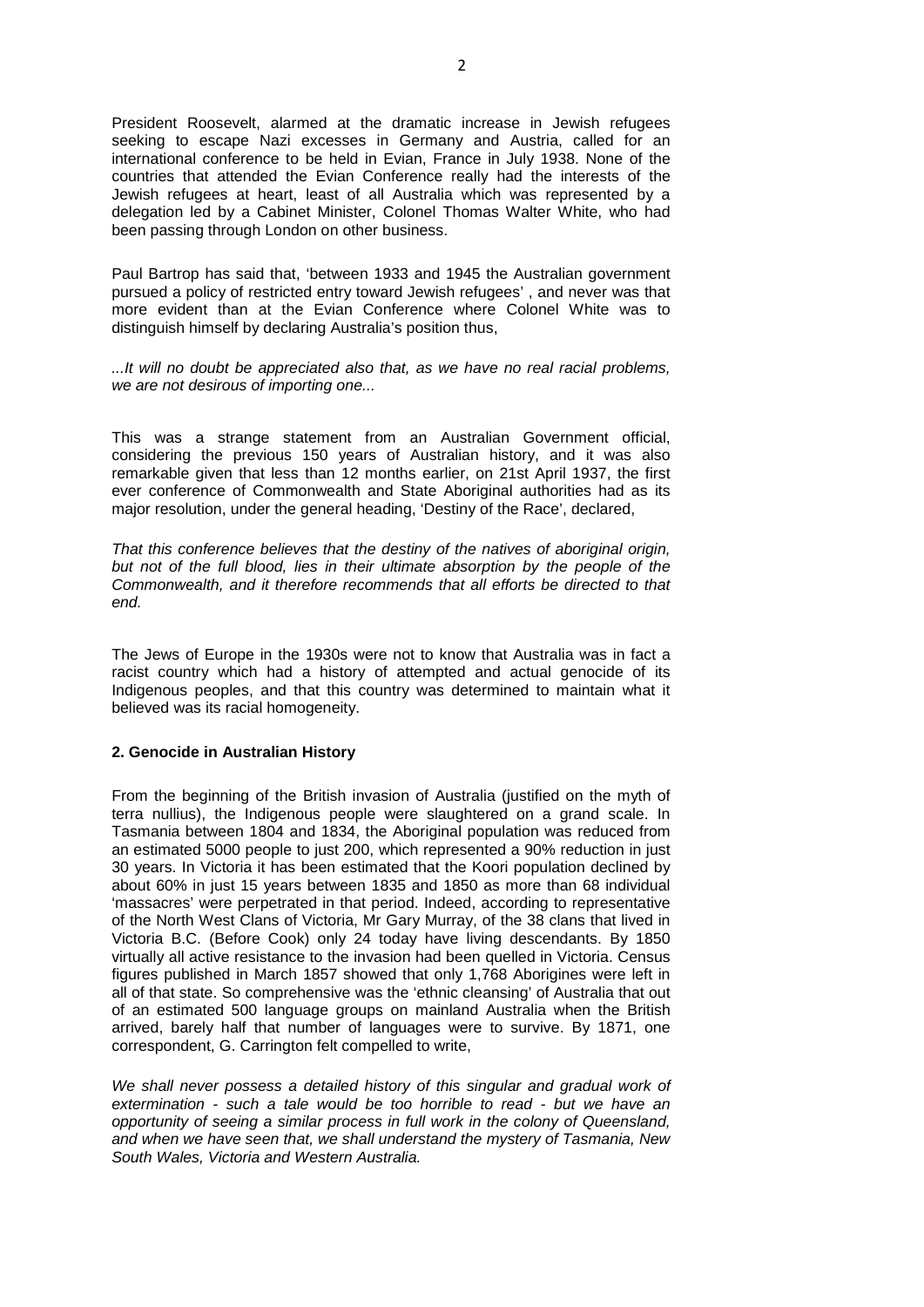President Roosevelt, alarmed at the dramatic increase in Jewish refugees seeking to escape Nazi excesses in Germany and Austria, called for an international conference to be held in Evian, France in July 1938. None of the countries that attended the Evian Conference really had the interests of the Jewish refugees at heart, least of all Australia which was represented by a delegation led by a Cabinet Minister, Colonel Thomas Walter White, who had been passing through London on other business.

Paul Bartrop has said that, 'between 1933 and 1945 the Australian government pursued a policy of restricted entry toward Jewish refugees' , and never was that more evident than at the Evian Conference where Colonel White was to distinguish himself by declaring Australia's position thus,

*...It will no doubt be appreciated also that, as we have no real racial problems, we are not desirous of importing one...*

This was a strange statement from an Australian Government official, considering the previous 150 years of Australian history, and it was also remarkable given that less than 12 months earlier, on 21st April 1937, the first ever conference of Commonwealth and State Aboriginal authorities had as its major resolution, under the general heading, 'Destiny of the Race', declared,

*That this conference believes that the destiny of the natives of aboriginal origin, but not of the full blood, lies in their ultimate absorption by the people of the Commonwealth, and it therefore recommends that all efforts be directed to that end.*

The Jews of Europe in the 1930s were not to know that Australia was in fact a racist country which had a history of attempted and actual genocide of its Indigenous peoples, and that this country was determined to maintain what it believed was its racial homogeneity.

**2. Genocide in Australian History**

From the beginning of the British invasion of Australia (justified on the myth of terra nullius), the Indigenous people were slaughtered on a grand scale. In Tasmania between 1804 and 1834, the Aboriginal population was reduced from an estimated 5000 people to just 200, which represented a 90% reduction in just 30 years. In Victoria it has been estimated that the Koori population declined by about 60% in just 15 years between 1835 and 1850 as more than 68 individual 'massacres' were perpetrated in that period. Indeed, according to representative of the North West Clans of Victoria, Mr Gary Murray, of the 38 clans that lived in Victoria B.C. (Before Cook) only 24 today have living descendants. By 1850 virtually all active resistance to the invasion had been quelled in Victoria. Census figures published in March 1857 showed that only 1,768 Aborigines were left in all of that state. So comprehensive was the 'ethnic cleansing' of Australia that out of an estimated 500 language groups on mainland Australia when the British arrived, barely half that number of languages were to survive. By 1871, one correspondent, G. Carrington felt compelled to write,

*We shall never possess a detailed history of this singular and gradual work of extermination - such a tale would be too horrible to read - but we have an opportunity of seeing a similar process in full work in the colony of Queensland, and when we have seen that, we shall understand the mystery of Tasmania, New South Wales, Victoria and Western Australia.*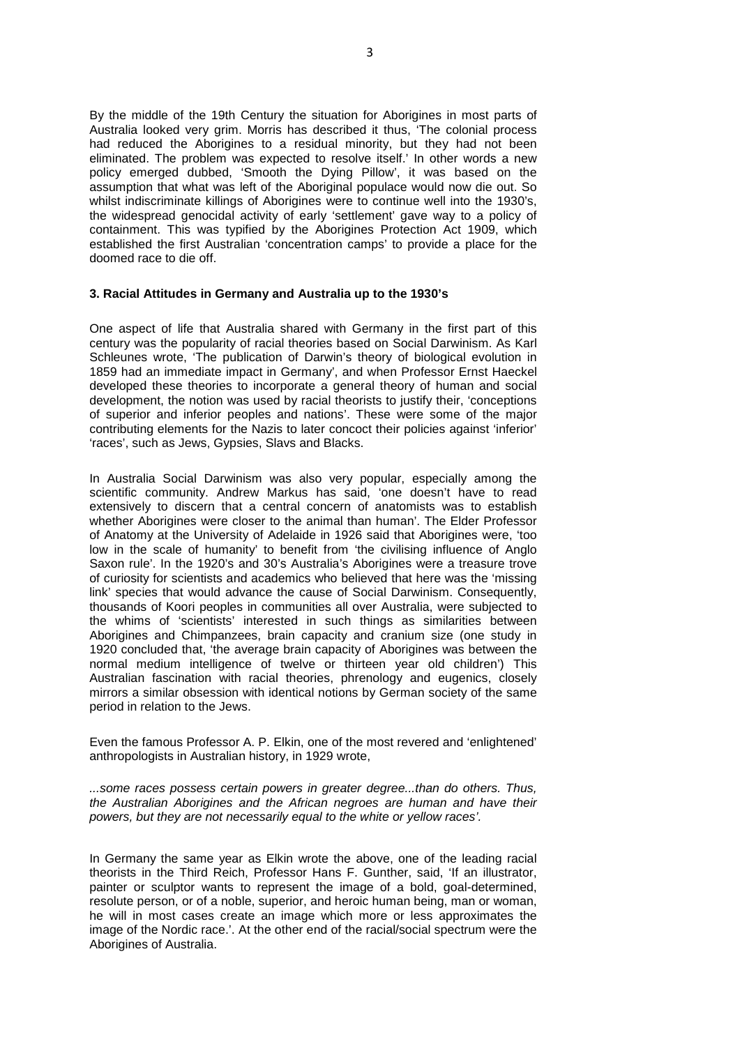By the middle of the 19th Century the situation for Aborigines in most parts of Australia looked very grim. Morris has described it thus, 'The colonial process had reduced the Aborigines to a residual minority, but they had not been eliminated. The problem was expected to resolve itself.' In other words a new policy emerged dubbed, 'Smooth the Dying Pillow', it was based on the assumption that what was left of the Aboriginal populace would now die out. So whilst indiscriminate killings of Aborigines were to continue well into the 1930's, the widespread genocidal activity of early 'settlement' gave way to a policy of containment. This was typified by the Aborigines Protection Act 1909, which established the first Australian 'concentration camps' to provide a place for the doomed race to die off.

### 3. Racial Attitudes in Germany and Australia up to the 1930's

One aspect of life that Australia shared with Germany in the first part of this century was the popularity of racial theories based on Social Darwinism. As Karl Schleunes wrote, 'The publication of Darwin's theory of biological evolution in 1859 had an immediate impact in Germany', and when Professor Ernst Haeckel developed these theories to incorporate a general theory of human and social development, the notion was used by racial theorists to justify their, 'conceptions of superior and inferior peoples and nations'. These were some of the major contributing elements for the Nazis to later concoct their policies against 'inferior' 'races', such as Jews, Gypsies, Slavs and Blacks.

In Australia Social Darwinism was also very popular, especially among the scientific community. Andrew Markus has said, 'one doesn't have to read extensively to discern that a central concern of anatomists was to establish whether Aborigines were closer to the animal than human'. The Elder Professor of Anatomy at the University of Adelaide in 1926 said that Aborigines were, 'too low in the scale of humanity' to benefit from 'the civilising influence of Anglo Saxon rule'. In the 1920's and 30's Australia's Aborigines were a treasure trove of curiosity for scientists and academics who believed that here was the 'missing link' species that would advance the cause of Social Darwinism. Consequently, thousands of Koori peoples in communities all over Australia, were subjected to the whims of 'scientists' interested in such things as similarities between Aborigines and Chimpanzees, brain capacity and cranium size (one study in 1920 concluded that, 'the average brain capacity of Aborigines was between the normal medium intelligence of twelve or thirteen year old children') This Australian fascination with racial theories, phrenology and eugenics, closely mirrors a similar obsession with identical notions by German society of the same period in relation to the Jews.

Even the famous Professor A. P. Elkin, one of the most revered and 'enlightened' anthropologists in Australian history, in 1929 wrote,

*...some races possess certain powers in greater degree...than do others. Thus, the Australian Aborigines and the African negroes are human and have their powers, but they are not necessarily equal to the white or yellow races'.*

In Germany the same year as Elkin wrote the above, one of the leading racial theorists in the Third Reich, Professor Hans F. Gunther, said, 'If an illustrator, painter or sculptor wants to represent the image of a bold, goal-determined, resolute person, or of a noble, superior, and heroic human being, man or woman, he will in most cases create an image which more or less approximates the image of the Nordic race.'. At the other end of the racial/social spectrum were the Aborigines of Australia.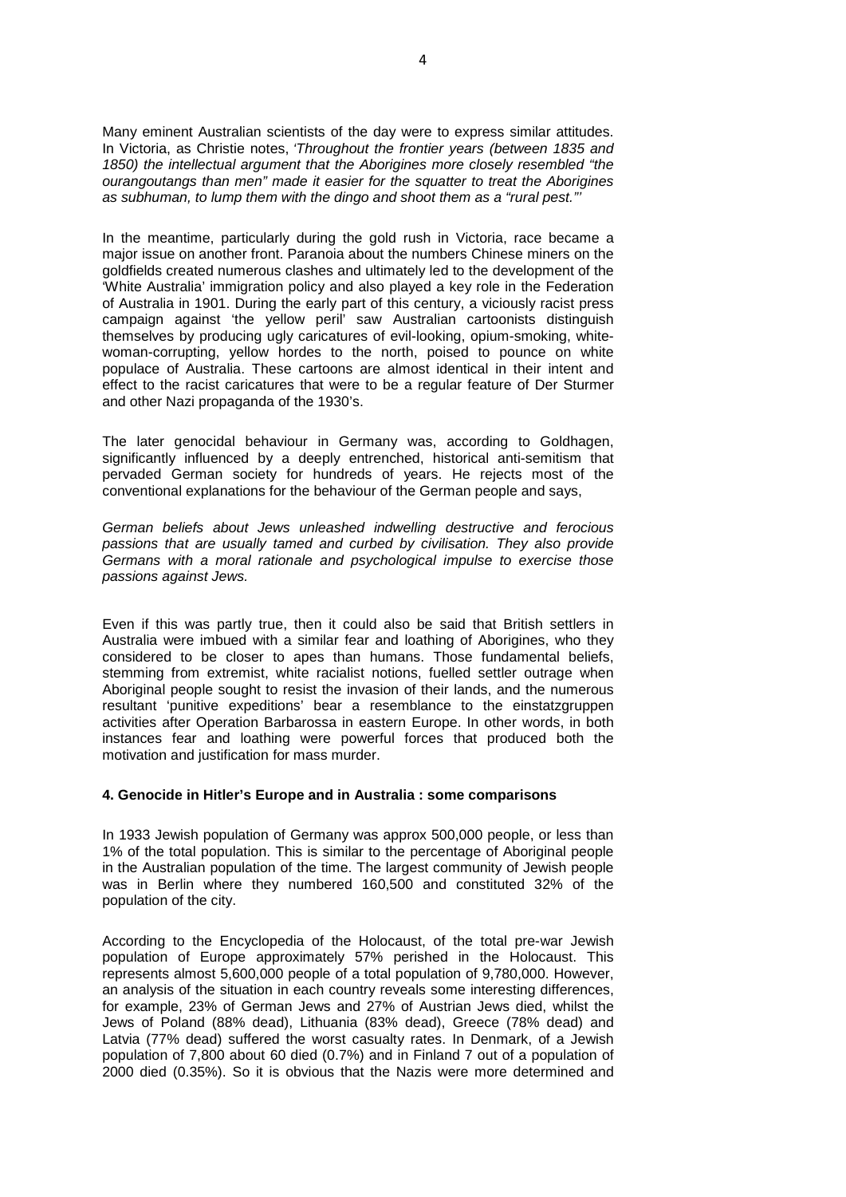Many eminent Australian scientists of the day were to express similar attitudes. In Victoria, as Christie notes, *'Throughout the frontier years (between 1835 and 1850) the intellectual argument that the Aborigines more closely resembled "the ourangoutangs than men" made it easier for the squatter to treat the Aborigines as subhuman, to lump them with the dingo and shoot them as a "rural pest."'*

In the meantime, particularly during the gold rush in Victoria, race became a major issue on another front. Paranoia about the numbers Chinese miners on the goldfields created numerous clashes and ultimately led to the development of the 'White Australia' immigration policy and also played a key role in the Federation of Australia in 1901. During the early part of this century, a viciously racist press campaign against 'the yellow peril' saw Australian cartoonists distinguish themselves by producing ugly caricatures of evil-looking, opium-smoking, white-woman-corrupting, yellow hordes to the north, poised to pounce on white populace of Australia. These cartoons are almost identical in their intent and effect to the racist caricatures that were to be a regular feature of Der Sturmer and other Nazi propaganda of the 1930's.

The later genocidal behaviour in Germany was, according to Goldhagen, significantly influenced by a deeply entrenched, historical anti-semitism that pervaded German society for hundreds of years. He rejects most of the conventional explanations for the behaviour of the German people and says,

*German beliefs about Jews unleashed indwelling destructive and ferocious passions that are usually tamed and curbed by civilisation. They also provide Germans with a moral rationale and psychological impulse to exercise those passions against Jews.*

Even if this was partly true, then it could also be said that British settlers in Australia were imbued with a similar fear and loathing of Aborigines, who they considered to be closer to apes than humans. Those fundamental beliefs, stemming from extremist, white racialist notions, fuelled settler outrage when Aboriginal people sought to resist the invasion of their lands, and the numerous resultant 'punitive expeditions' bear a resemblance to the einstatzgruppen activities after Operation Barbarossa in eastern Europe. In other words, in both instances fear and loathing were powerful forces that produced both the motivation and justification for mass murder.

#### 4. Genocide in Hitler's Europe and in Australia : some comparisons

In 1933 Jewish population of Germany was approx 500,000 people, or less than 1% of the total population. This is similar to the percentage of Aboriginal people in the Australian population of the time. The largest community of Jewish people was in Berlin where they numbered 160,500 and constituted 32% of the population of the city.

According to the Encyclopedia of the Holocaust, of the total pre-war Jewish population of Europe approximately 57% perished in the Holocaust. This represents almost 5,600,000 people of a total population of 9,780,000. However, an analysis of the situation in each country reveals some interesting differences, for example, 23% of German Jews and 27% of Austrian Jews died, whilst the Jews of Poland (88% dead), Lithuania (83% dead), Greece (78% dead) and Latvia (77% dead) suffered the worst casualty rates. In Denmark, of a Jewish population of 7,800 about 60 died (0.7%) and in Finland 7 out of a population of 2000 died (0.35%). So it is obvious that the Nazis were more determined and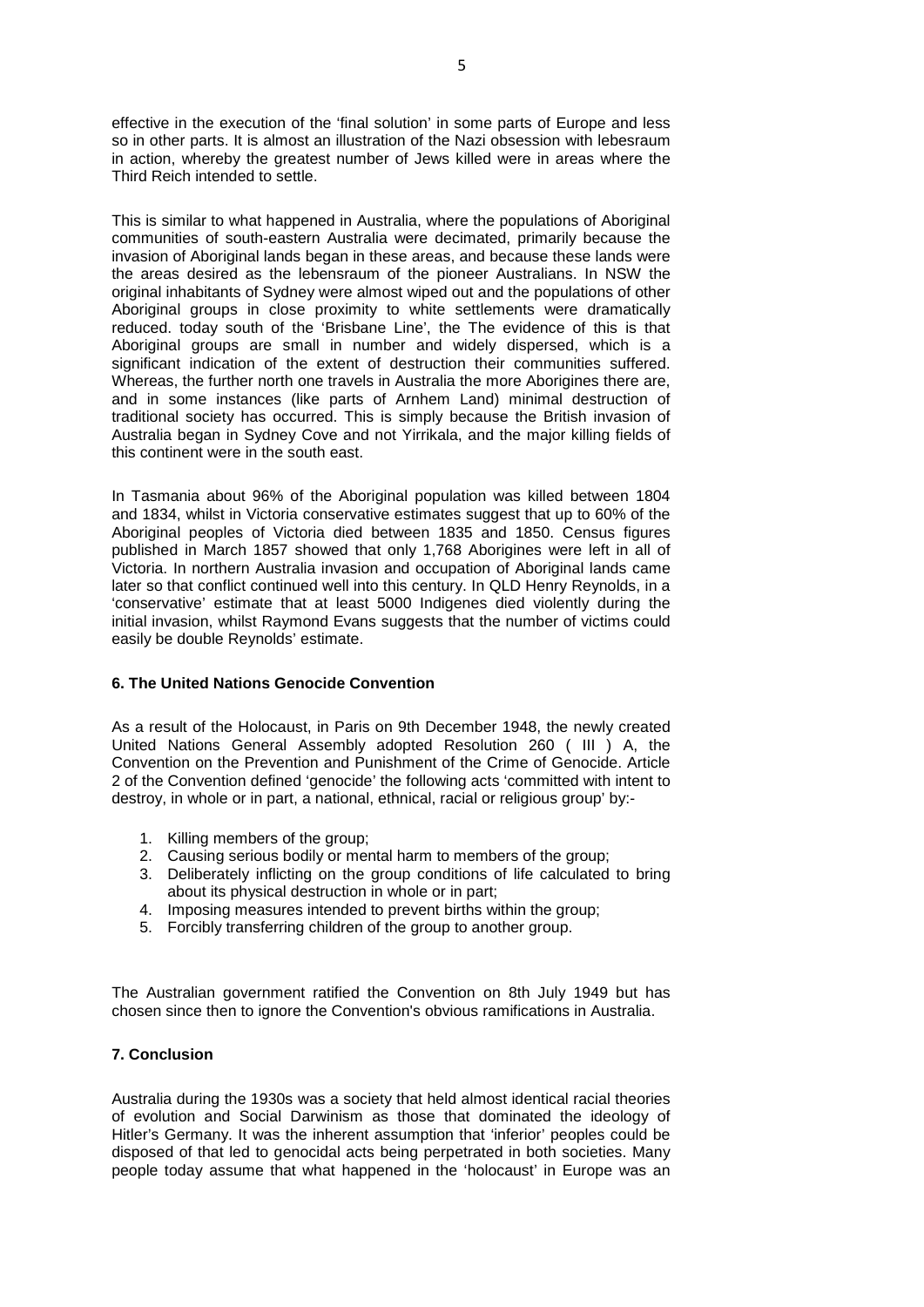effective in the execution of the 'final solution' in some parts of Europe and less so in other parts. It is almost an illustration of the Nazi obsession with lebesraum in action, whereby the greatest number of Jews killed were in areas where the Third Reich intended to settle.

This is similar to what happened in Australia, where the populations of Aboriginal communities of south-eastern Australia were decimated, primarily because the invasion of Aboriginal lands began in these areas, and because these lands were the areas desired as the lebensraum of the pioneer Australians. In NSW the original inhabitants of Sydney were almost wiped out and the populations of other Aboriginal groups in close proximity to white settlements were dramatically reduced. today south of the 'Brisbane Line', the The evidence of this is that Aboriginal groups are small in number and widely dispersed, which is a significant indication of the extent of destruction their communities suffered. Whereas, the further north one travels in Australia the more Aborigines there are, and in some instances (like parts of Arnhem Land) minimal destruction of traditional society has occurred. This is simply because the British invasion of Australia began in Sydney Cove and not Yirrikala, and the major killing fields of this continent were in the south east.

In Tasmania about 96% of the Aboriginal population was killed between 1804 and 1834, whilst in Victoria conservative estimates suggest that up to 60% of the Aboriginal peoples of Victoria died between 1835 and 1850. Census figures published in March 1857 showed that only 1,768 Aborigines were left in all of Victoria. In northern Australia invasion and occupation of Aboriginal lands came later so that conflict continued well into this century. In QLD Henry Reynolds, in a 'conservative' estimate that at least 5000 Indigenes died violently during the initial invasion, whilst Raymond Evans suggests that the number of victims could easily be double Reynolds' estimate.

#### 6. The United Nations Genocide Convention

As a result of the Holocaust, in Paris on 9th December 1948, the newly created United Nations General Assembly adopted Resolution 260 ( III ) A, the Convention on the Prevention and Punishment of the Crime of Genocide. Article 2 of the Convention defined 'genocide' the following acts 'committed with intent to destroy, in whole or in part, a national, ethnical, racial or religious group' by:-

1. Killing members of the group;
2. Causing serious bodily or mental harm to members of the group;
3. Deliberately inflicting on the group conditions of life calculated to bring about its physical destruction in whole or in part;
4. Imposing measures intended to prevent births within the group;
5. Forcibly transferring children of the group to another group.

The Australian government ratified the Convention on 8th July 1949 but has chosen since then to ignore the Convention's obvious ramifications in Australia.

#### 7. Conclusion

Australia during the 1930s was a society that held almost identical racial theories of evolution and Social Darwinism as those that dominated the ideology of Hitler's Germany. It was the inherent assumption that 'inferior' peoples could be disposed of that led to genocidal acts being perpetrated in both societies. Many people today assume that what happened in the 'holocaust' in Europe was an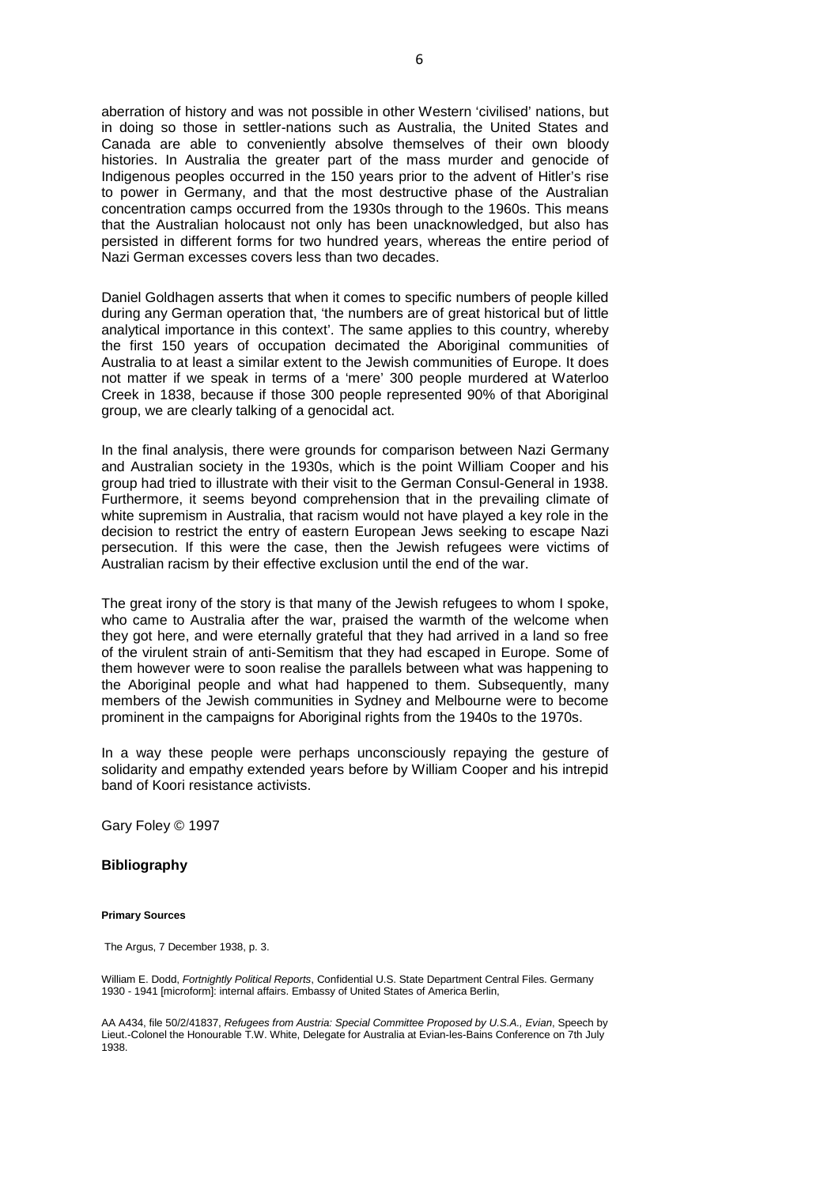aberration of history and was not possible in other Western 'civilised' nations, but in doing so those in settler-nations such as Australia, the United States and Canada are able to conveniently absolve themselves of their own bloody histories. In Australia the greater part of the mass murder and genocide of Indigenous peoples occurred in the 150 years prior to the advent of Hitler's rise to power in Germany, and that the most destructive phase of the Australian concentration camps occurred from the 1930s through to the 1960s. This means that the Australian holocaust not only has been unacknowledged, but also has persisted in different forms for two hundred years, whereas the entire period of Nazi German excesses covers less than two decades.

Daniel Goldhagen asserts that when it comes to specific numbers of people killed during any German operation that, 'the numbers are of great historical but of little analytical importance in this context'. The same applies to this country, whereby the first 150 years of occupation decimated the Aboriginal communities of Australia to at least a similar extent to the Jewish communities of Europe. It does not matter if we speak in terms of a 'mere' 300 people murdered at Waterloo Creek in 1838, because if those 300 people represented 90% of that Aboriginal group, we are clearly talking of a genocidal act.

In the final analysis, there were grounds for comparison between Nazi Germany and Australian society in the 1930s, which is the point William Cooper and his group had tried to illustrate with their visit to the German Consul-General in 1938. Furthermore, it seems beyond comprehension that in the prevailing climate of white supremism in Australia, that racism would not have played a key role in the decision to restrict the entry of eastern European Jews seeking to escape Nazi persecution. If this were the case, then the Jewish refugees were victims of Australian racism by their effective exclusion until the end of the war.

The great irony of the story is that many of the Jewish refugees to whom I spoke, who came to Australia after the war, praised the warmth of the welcome when they got here, and were eternally grateful that they had arrived in a land so free of the virulent strain of anti-Semitism that they had escaped in Europe. Some of them however were to soon realise the parallels between what was happening to the Aboriginal people and what had happened to them. Subsequently, many members of the Jewish communities in Sydney and Melbourne were to become prominent in the campaigns for Aboriginal rights from the 1940s to the 1970s.

In a way these people were perhaps unconsciously repaying the gesture of solidarity and empathy extended years before by William Cooper and his intrepid band of Koori resistance activists.

Gary Foley © 1997

## Bibliography

#### Primary Sources

The Argus, 7 December 1938, p. 3.

William E. Dodd, *Fortnightly Political Reports*, Confidential U.S. State Department Central Files. Germany 1930 - 1941 [microform]: internal affairs. Embassy of United States of America Berlin,

AA A434, file 50/2/41837, *Refugees from Austria: Special Committee Proposed by U.S.A., Evian*, Speech by Lieut.-Colonel the Honourable T.W. White, Delegate for Australia at Evian-les-Bains Conference on 7th July 1938.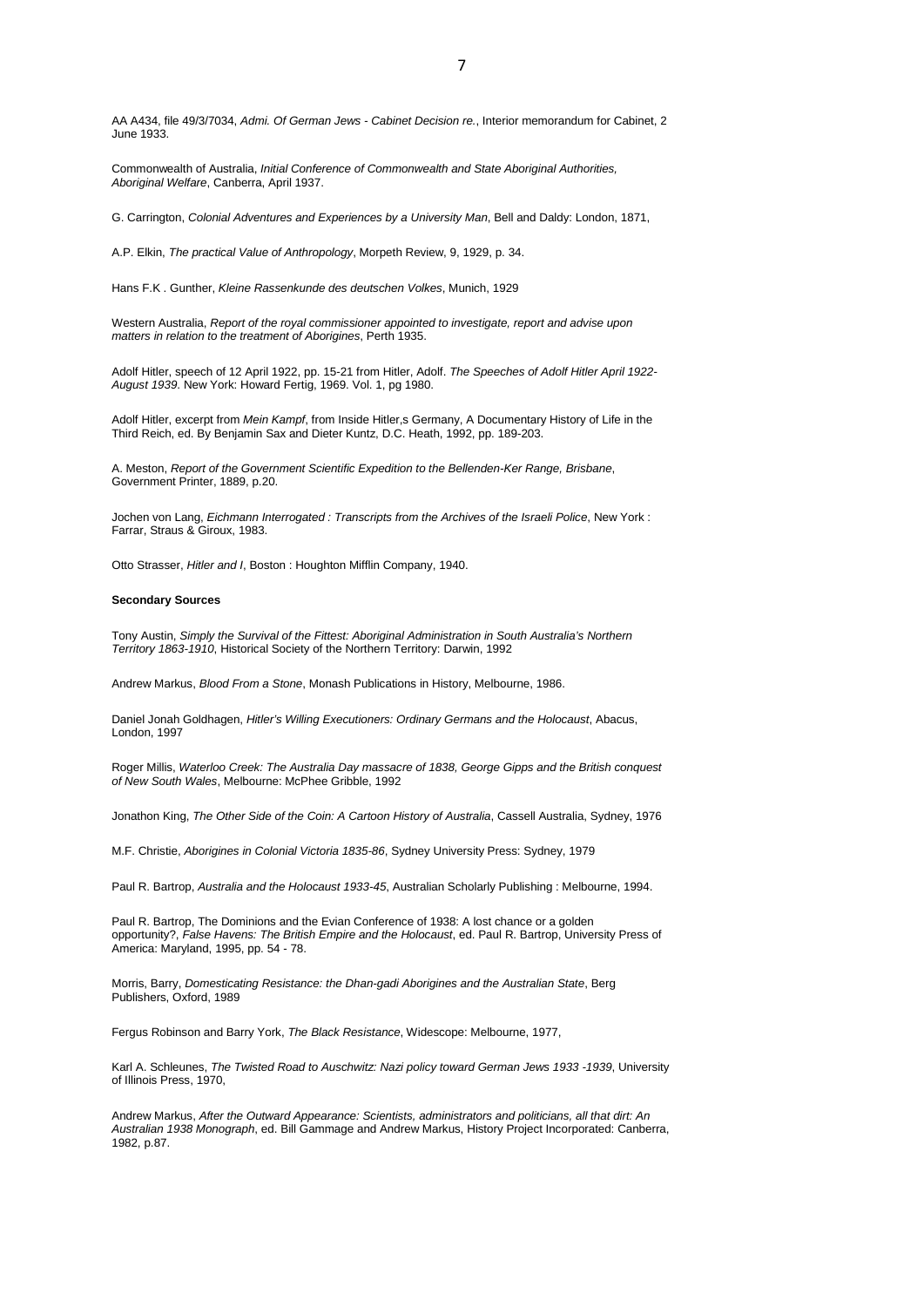AA A434, file 49/3/7034, *Admi. Of German Jews - Cabinet Decision re.*, Interior memorandum for Cabinet, 2 June 1933.

Commonwealth of Australia, *Initial Conference of Commonwealth and State Aboriginal Authorities, Aboriginal Welfare*, Canberra, April 1937.

G. Carrington, *Colonial Adventures and Experiences by a University Man*, Bell and Daldy: London, 1871,

A.P. Elkin, *The practical Value of Anthropology*, Morpeth Review, 9, 1929, p. 34.

Hans F.K . Gunther, *Kleine Rassenkunde des deutschen Volkes*, Munich, 1929

Western Australia, *Report of the royal commissioner appointed to investigate, report and advise upon matters in relation to the treatment of Aborigines*, Perth 1935.

Adolf Hitler, speech of 12 April 1922, pp. 15-21 from Hitler, Adolf. *The Speeches of Adolf Hitler April 1922-August 1939*. New York: Howard Fertig, 1969. Vol. 1, pg 1980.

Adolf Hitler, excerpt from *Mein Kampf*, from Inside Hitler,s Germany, A Documentary History of Life in the Third Reich, ed. By Benjamin Sax and Dieter Kuntz, D.C. Heath, 1992, pp. 189-203.

A. Meston, *Report of the Government Scientific Expedition to the Bellenden-Ker Range, Brisbane*, Government Printer, 1889, p.20.

Jochen von Lang, *Eichmann Interrogated : Transcripts from the Archives of the Israeli Police*, New York : Farrar, Straus & Giroux, 1983.

Otto Strasser, *Hitler and I*, Boston : Houghton Mifflin Company, 1940.

**Secondary Sources**

Tony Austin, *Simply the Survival of the Fittest: Aboriginal Administration in South Australia's Northern Territory 1863-1910*, Historical Society of the Northern Territory: Darwin, 1992

Andrew Markus, *Blood From a Stone*, Monash Publications in History, Melbourne, 1986.

Daniel Jonah Goldhagen, *Hitler's Willing Executioners: Ordinary Germans and the Holocaust*, Abacus, London, 1997

Roger Millis, *Waterloo Creek: The Australia Day massacre of 1838, George Gipps and the British conquest of New South Wales*, Melbourne: McPhee Gribble, 1992

Jonathon King, *The Other Side of the Coin: A Cartoon History of Australia*, Cassell Australia, Sydney, 1976

M.F. Christie, *Aborigines in Colonial Victoria 1835-86*, Sydney University Press: Sydney, 1979

Paul R. Bartrop, *Australia and the Holocaust 1933-45*, Australian Scholarly Publishing : Melbourne, 1994.

Paul R. Bartrop, The Dominions and the Evian Conference of 1938: A lost chance or a golden opportunity?, *False Havens: The British Empire and the Holocaust*, ed. Paul R. Bartrop, University Press of America: Maryland, 1995, pp. 54 - 78.

Morris, Barry, *Domesticating Resistance: the Dhan-gadi Aborigines and the Australian State*, Berg Publishers, Oxford, 1989

Fergus Robinson and Barry York, *The Black Resistance*, Widescope: Melbourne, 1977,

Karl A. Schleunes, *The Twisted Road to Auschwitz: Nazi policy toward German Jews 1933 -1939*, University of Illinois Press, 1970,

Andrew Markus, *After the Outward Appearance: Scientists, administrators and politicians, all that dirt: An Australian 1938 Monograph*, ed. Bill Gammage and Andrew Markus, History Project Incorporated: Canberra, 1982, p.87.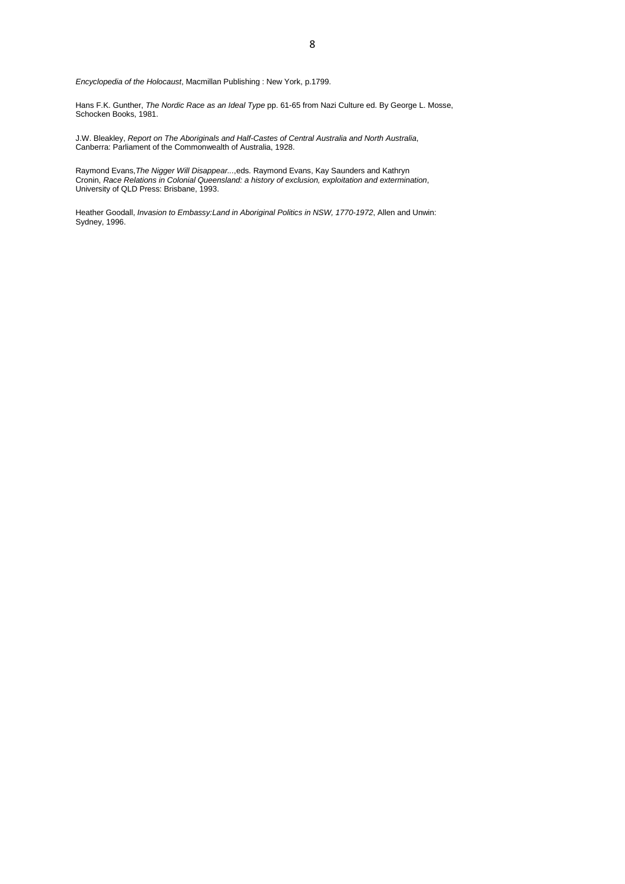*Encyclopedia of the Holocaust*, Macmillan Publishing : New York, p.1799.

Hans F.K. Gunther, *The Nordic Race as an Ideal Type* pp. 61-65 from Nazi Culture ed. By George L. Mosse, Schocken Books, 1981.

J.W. Bleakley, *Report on The Aboriginals and Half-Castes of Central Australia and North Australia*, Canberra: Parliament of the Commonwealth of Australia, 1928.

Raymond Evans,*The Nigger Will Disappear...*,eds. Raymond Evans, Kay Saunders and Kathryn Cronin, *Race Relations in Colonial Queensland: a history of exclusion, exploitation and extermination*, University of QLD Press: Brisbane, 1993.

Heather Goodall, *Invasion to Embassy:Land in Aboriginal Politics in NSW, 1770-1972*, Allen and Unwin: Sydney, 1996.